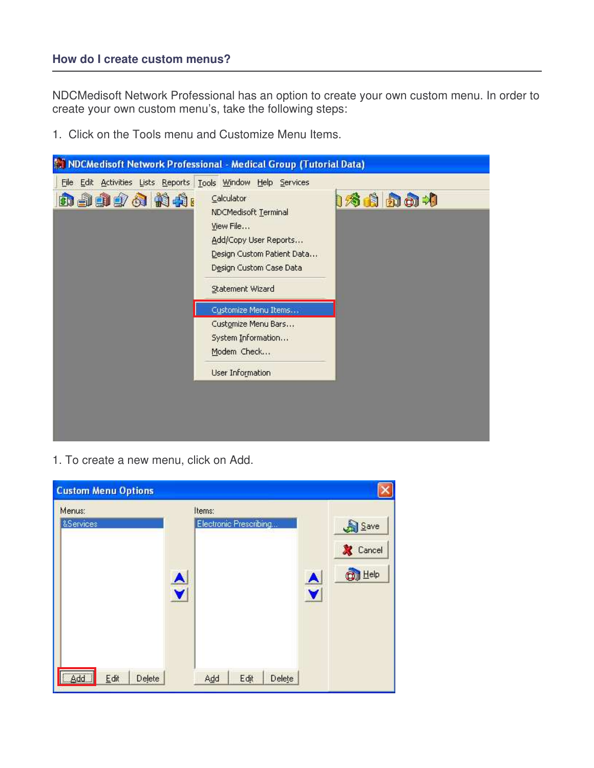## How do I create custom menus?

NDCMedisoft Network Professional has an option to create your own custom menu. In order to create your own custom menu's, take the following steps:

1. Click on the Tools menu and Customize Menu Items.

1. To create a new menu, click on Add.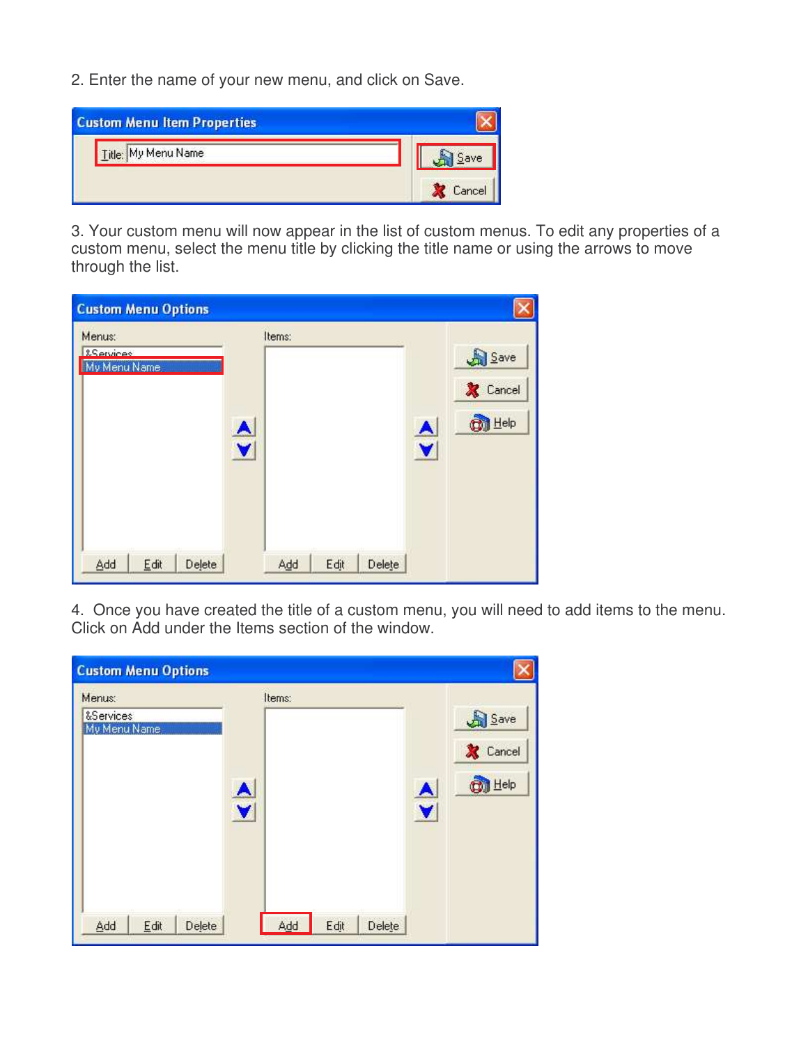2. Enter the name of your new menu, and click on Save.

3. Your custom menu will now appear in the list of custom menus. To edit any properties of a custom menu, select the menu title by clicking the title name or using the arrows to move through the list.

4. Once you have created the title of a custom menu, you will need to add items to the menu. Click on Add under the Items section of the window.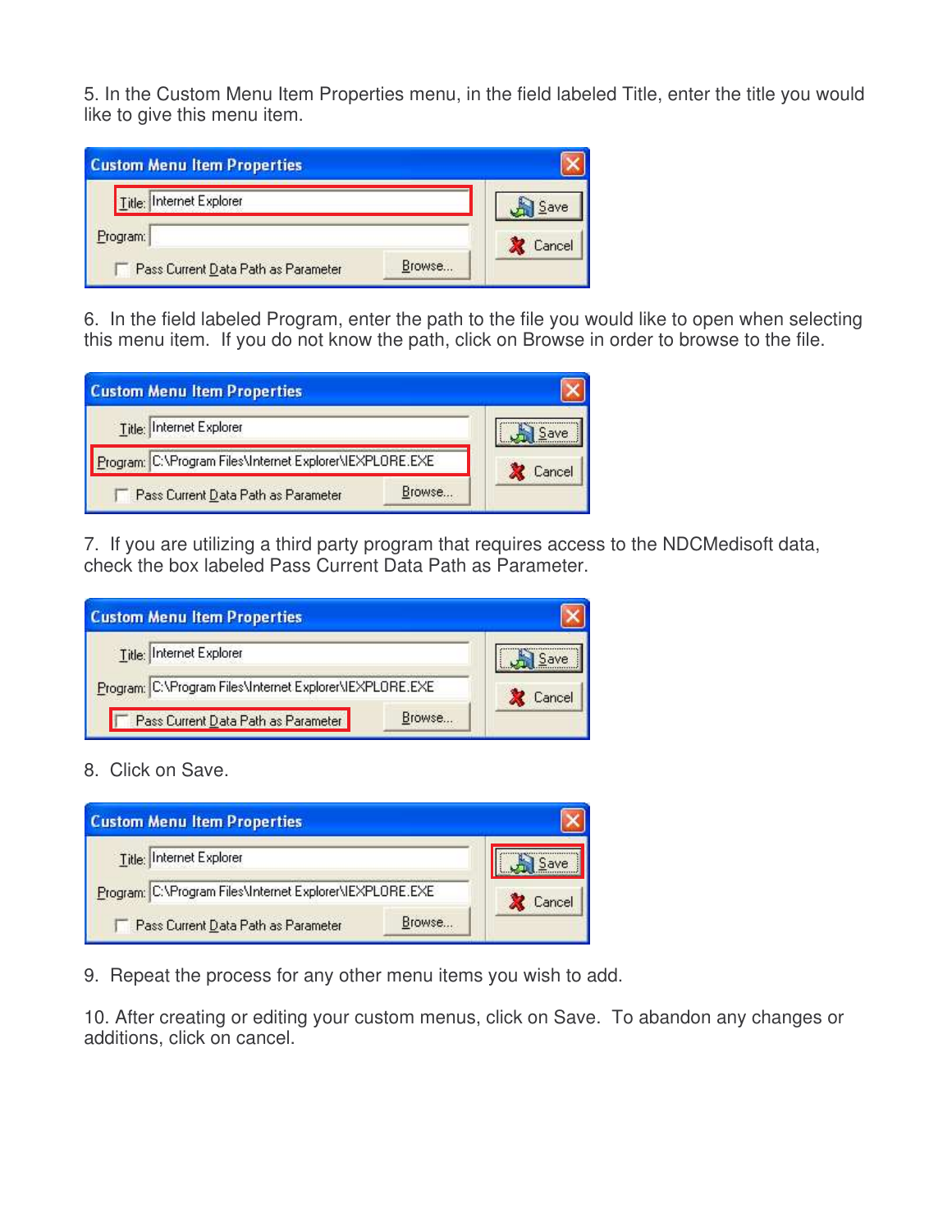5. In the Custom Menu Item Properties menu, in the field labeled Title, enter the title you would like to give this menu item.

6. In the field labeled Program, enter the path to the file you would like to open when selecting this menu item. If you do not know the path, click on Browse in order to browse to the file.

7. If you are utilizing a third party program that requires access to the NDCMedisoft data, check the box labeled Pass Current Data Path as Parameter.

8. Click on Save.

9. Repeat the process for any other menu items you wish to add.

10. After creating or editing your custom menus, click on Save. To abandon any changes or additions, click on cancel.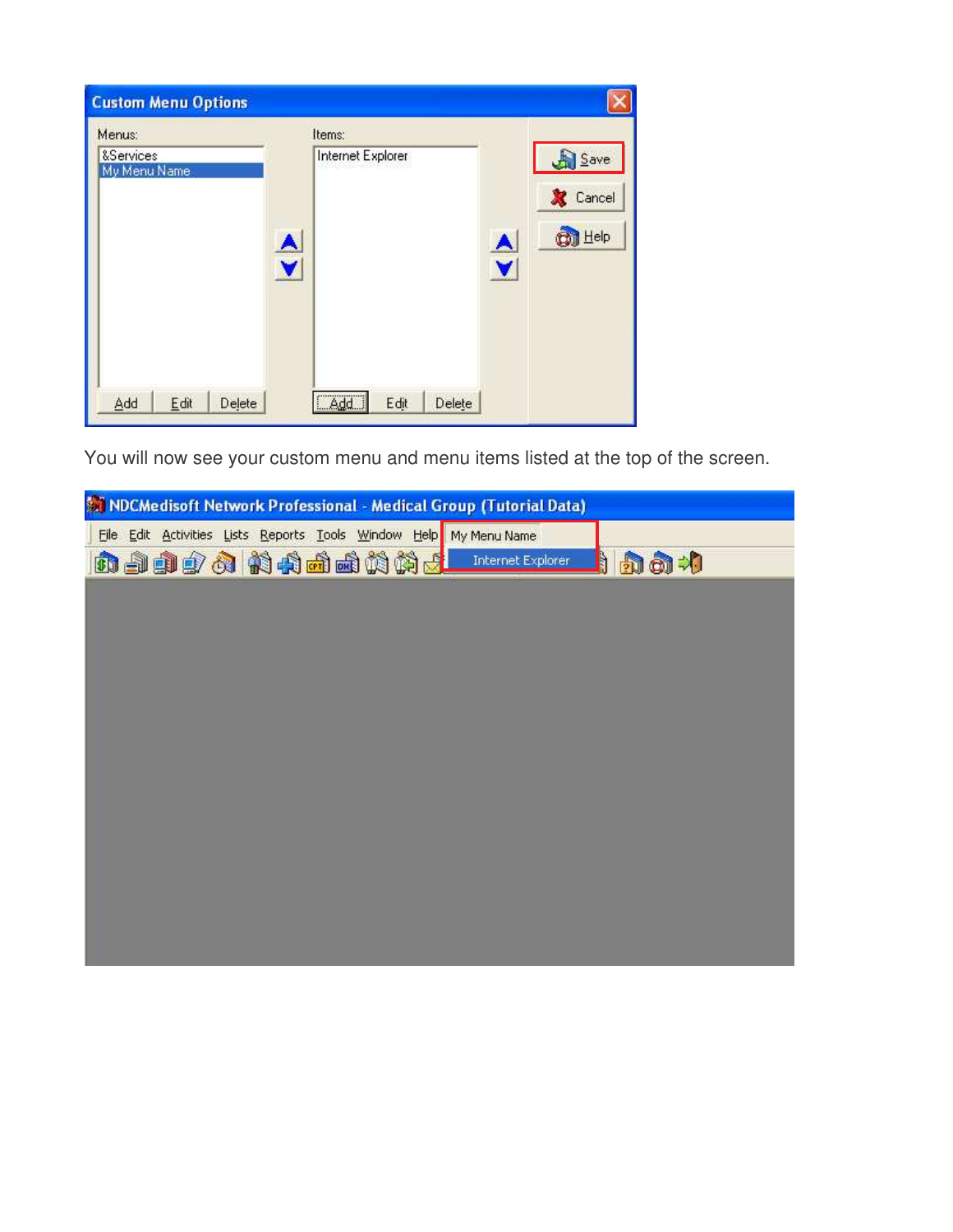You will now see your custom menu and menu items listed at the top of the screen.